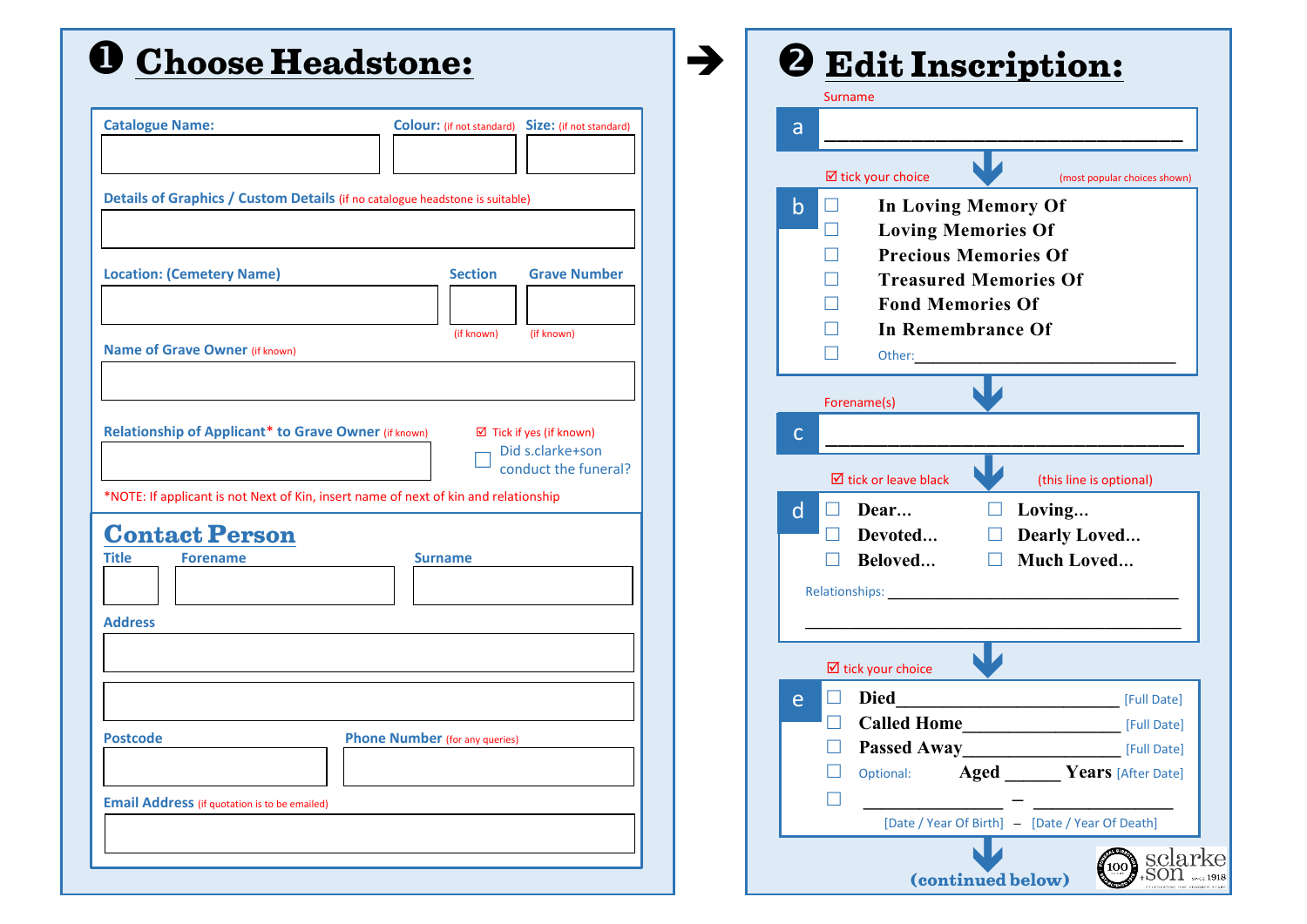# ❶ Choose Headstone:

**Catalogue Name:**

**Colour:** (if not standard)

**Size:** (if not standard)

**Details of Graphics / Custom Details** (if no catalogue headstone is suitable)

**Location: (Cemetery Name)**

**Section** (if known)

**Grave Number** (if known)

**Name of Grave Owner** (if known)

**Relationship of Applicant* to Grave Owner** (if known)

☑ Tick if yes (if known)

☐ Did s.clarke+son conduct the funeral?

*NOTE: If applicant is not Next of Kin, insert name of next of kin and relationship

## Contact Person

**Title**

**Forename**

**Surname**

**Address**

**Postcode**

**Phone Number** (for any queries)

**Email Address** (if quotation is to be emailed)

➔

# ❷ Edit Inscription:

Surname

**a** ___________________________________

☑ tick your choice (most popular choices shown)

**b**

- ☐ **In Loving Memory Of**
- ☐ **Loving Memories Of**
- ☐ **Precious Memories Of**
- ☐ **Treasured Memories Of**
- ☐ **Fond Memories Of**
- ☐ **In Remembrance Of**
- ☐ Other:________________________________

Forename(s)

**c** ___________________________________

☑ tick or leave black (this line is optional)

**d**

- ☐ **Dear...**
- ☐ **Loving...**
- ☐ **Devoted...**
- ☐ **Dearly Loved...**
- ☐ **Beloved...**
- ☐ **Much Loved...**

Relationships: ______________________________________

_____________________________________________

☑ tick your choice

**e**

- ☐ **Died**_________________________ [Full Date]
- ☐ **Called Home**_________________ [Full Date]
- ☐ **Passed Away**_________________ [Full Date]
- ☐ Optional: **Aged** ______ **Years** [After Date]
- ☐ _______________ – _______________

  [Date / Year Of Birth] – [Date / Year Of Death]

**(continued below)**

sclarke+son since 1918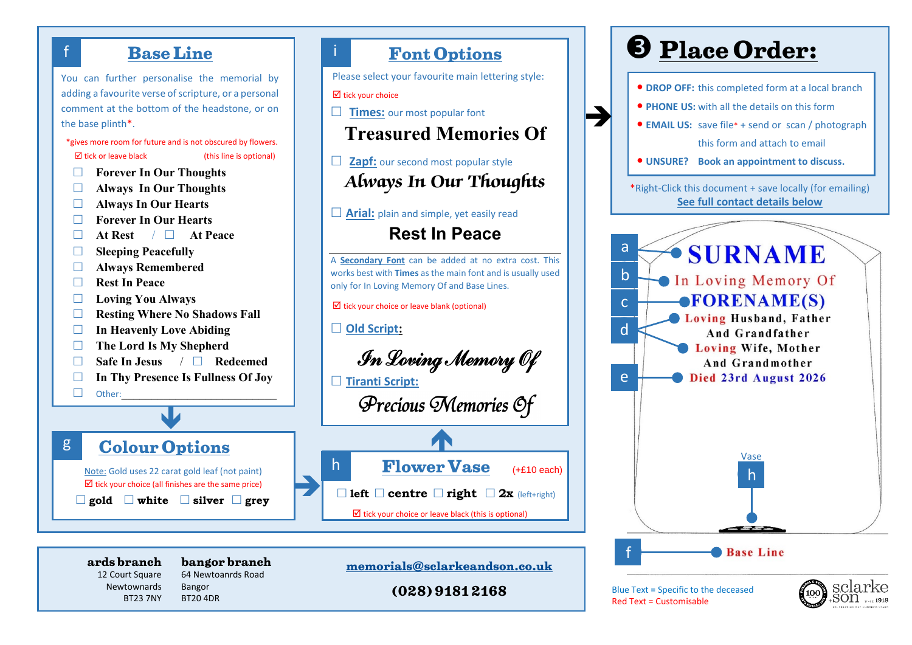## f Base Line

You can further personalise the memorial by adding a favourite verse of scripture, or a personal comment at the bottom of the headstone, or on the base plinth*.

*gives more room for future and is not obscured by flowers.

☑ tick or leave black (this line is optional)

- ☐ Forever In Our Thoughts
- ☐ Always In Our Thoughts
- ☐ Always In Our Hearts
- ☐ Forever In Our Hearts
- ☐ At Rest / ☐ At Peace
- ☐ Sleeping Peacefully
- ☐ Always Remembered
- ☐ Rest In Peace
- ☐ Loving You Always
- ☐ Resting Where No Shadows Fall
- ☐ In Heavenly Love Abiding
- ☐ The Lord Is My Shepherd
- ☐ Safe In Jesus / ☐ Redeemed
- ☐ In Thy Presence Is Fullness Of Joy
- ☐ Other: ____________________

## g Colour Options

Note: Gold uses 22 carat gold leaf (not paint)

☑ tick your choice (all finishes are the same price)

☐ gold ☐ white ☐ silver ☐ grey

## i Font Options

Please select your favourite main lettering style:

☑ tick your choice

☐ **Times:** our most popular font

**Treasured Memories Of**

☐ **Zapf:** our second most popular style

*Always In Our Thoughts*

☐ **Arial:** plain and simple, yet easily read

**Rest In Peace**

A **Secondary Font** can be added at no extra cost. This works best with **Times** as the main font and is usually used only for In Loving Memory Of and Base Lines.

☑ tick your choice or leave blank (optional)

☐ **Old Script:**

*In Loving Memory Of*

☐ **Tiranti Script:**

*Precious Memories Of*

## h Flower Vase (+£10 each)

☐ left ☐ centre ☐ right ☐ 2x (left+right)

☑ tick your choice or leave black (this is optional)

## ❸ Place Order:

- **DROP OFF:** this completed form at a local branch
- **PHONE US:** with all the details on this form
- **EMAIL US:** save file* + send or scan / photograph this form and attach to email
- **UNSURE? Book an appointment to discuss.**

*Right-Click this document + save locally (for emailing)

**See full contact details below**

a SURNAME

b In Loving Memory Of

c FORENAME(S)

d Loving Husband, Father And Grandfather

Loving Wife, Mother And Grandmother

e Died 23rd August 2026

Vase h

f Base Line

Blue Text = Specific to the deceased

Red Text = Customisable

sclarke + son since 1918

**ards branch**
12 Court Square
Newtownards
BT23 7NY

**bangor branch**
64 Newtoanrds Road
Bangor
BT20 4DR

**memorials@sclarkeandson.co.uk**

**(028) 9181 2168**